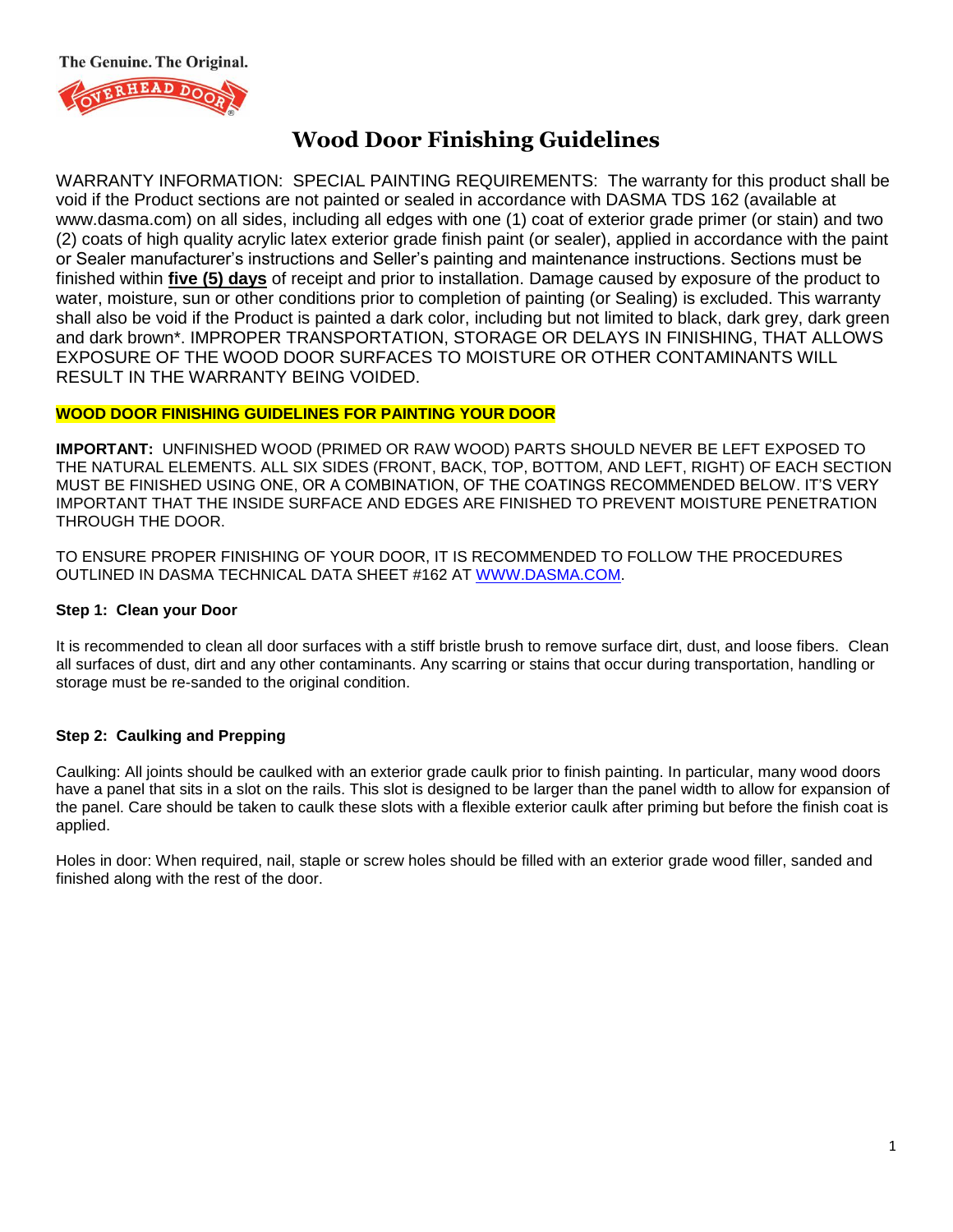The Genuine. The Original.

OVERHEAD DOOR

# Wood Door Finishing Guidelines

WARRANTY INFORMATION: SPECIAL PAINTING REQUIREMENTS: The warranty for this product shall be void if the Product sections are not painted or sealed in accordance with DASMA TDS 162 (available at www.dasma.com) on all sides, including all edges with one (1) coat of exterior grade primer (or stain) and two (2) coats of high quality acrylic latex exterior grade finish paint (or sealer), applied in accordance with the paint or Sealer manufacturer's instructions and Seller's painting and maintenance instructions. Sections must be finished within **five (5) days** of receipt and prior to installation. Damage caused by exposure of the product to water, moisture, sun or other conditions prior to completion of painting (or Sealing) is excluded. This warranty shall also be void if the Product is painted a dark color, including but not limited to black, dark grey, dark green and dark brown*. IMPROPER TRANSPORTATION, STORAGE OR DELAYS IN FINISHING, THAT ALLOWS EXPOSURE OF THE WOOD DOOR SURFACES TO MOISTURE OR OTHER CONTAMINANTS WILL RESULT IN THE WARRANTY BEING VOIDED.

**WOOD DOOR FINISHING GUIDELINES FOR PAINTING YOUR DOOR**

**IMPORTANT:** UNFINISHED WOOD (PRIMED OR RAW WOOD) PARTS SHOULD NEVER BE LEFT EXPOSED TO THE NATURAL ELEMENTS. ALL SIX SIDES (FRONT, BACK, TOP, BOTTOM, AND LEFT, RIGHT) OF EACH SECTION MUST BE FINISHED USING ONE, OR A COMBINATION, OF THE COATINGS RECOMMENDED BELOW. IT'S VERY IMPORTANT THAT THE INSIDE SURFACE AND EDGES ARE FINISHED TO PREVENT MOISTURE PENETRATION THROUGH THE DOOR.

TO ENSURE PROPER FINISHING OF YOUR DOOR, IT IS RECOMMENDED TO FOLLOW THE PROCEDURES OUTLINED IN DASMA TECHNICAL DATA SHEET #162 AT WWW.DASMA.COM.

### Step 1: Clean your Door

It is recommended to clean all door surfaces with a stiff bristle brush to remove surface dirt, dust, and loose fibers. Clean all surfaces of dust, dirt and any other contaminants. Any scarring or stains that occur during transportation, handling or storage must be re-sanded to the original condition.

### Step 2: Caulking and Prepping

Caulking: All joints should be caulked with an exterior grade caulk prior to finish painting. In particular, many wood doors have a panel that sits in a slot on the rails. This slot is designed to be larger than the panel width to allow for expansion of the panel. Care should be taken to caulk these slots with a flexible exterior caulk after priming but before the finish coat is applied.

Holes in door: When required, nail, staple or screw holes should be filled with an exterior grade wood filler, sanded and finished along with the rest of the door.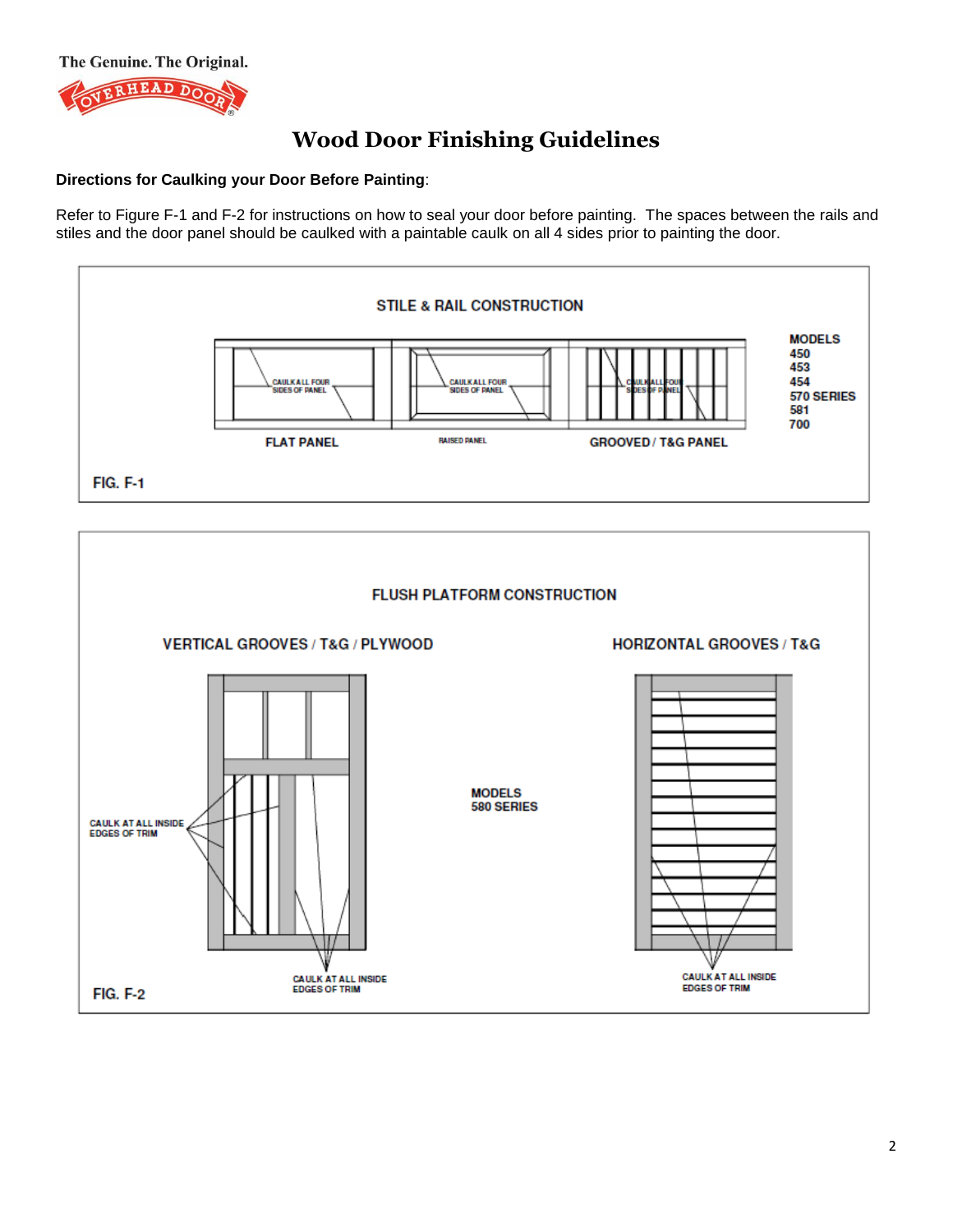The Genuine. The Original.

# Wood Door Finishing Guidelines

**Directions for Caulking your Door Before Painting**:

Refer to Figure F-1 and F-2 for instructions on how to seal your door before painting. The spaces between the rails and stiles and the door panel should be caulked with a paintable caulk on all 4 sides prior to painting the door.

STILE & RAIL CONSTRUCTION

CAULK ALL FOUR SIDES OF PANEL

FLAT PANEL

RAISED PANEL

GROOVED / T&G PANEL

MODELS
450
453
454
570 SERIES
581
700

FIG. F-1

FLUSH PLATFORM CONSTRUCTION

VERTICAL GROOVES / T&G / PLYWOOD

HORIZONTAL GROOVES / T&G

CAULK AT ALL INSIDE EDGES OF TRIM

MODELS
580 SERIES

FIG. F-2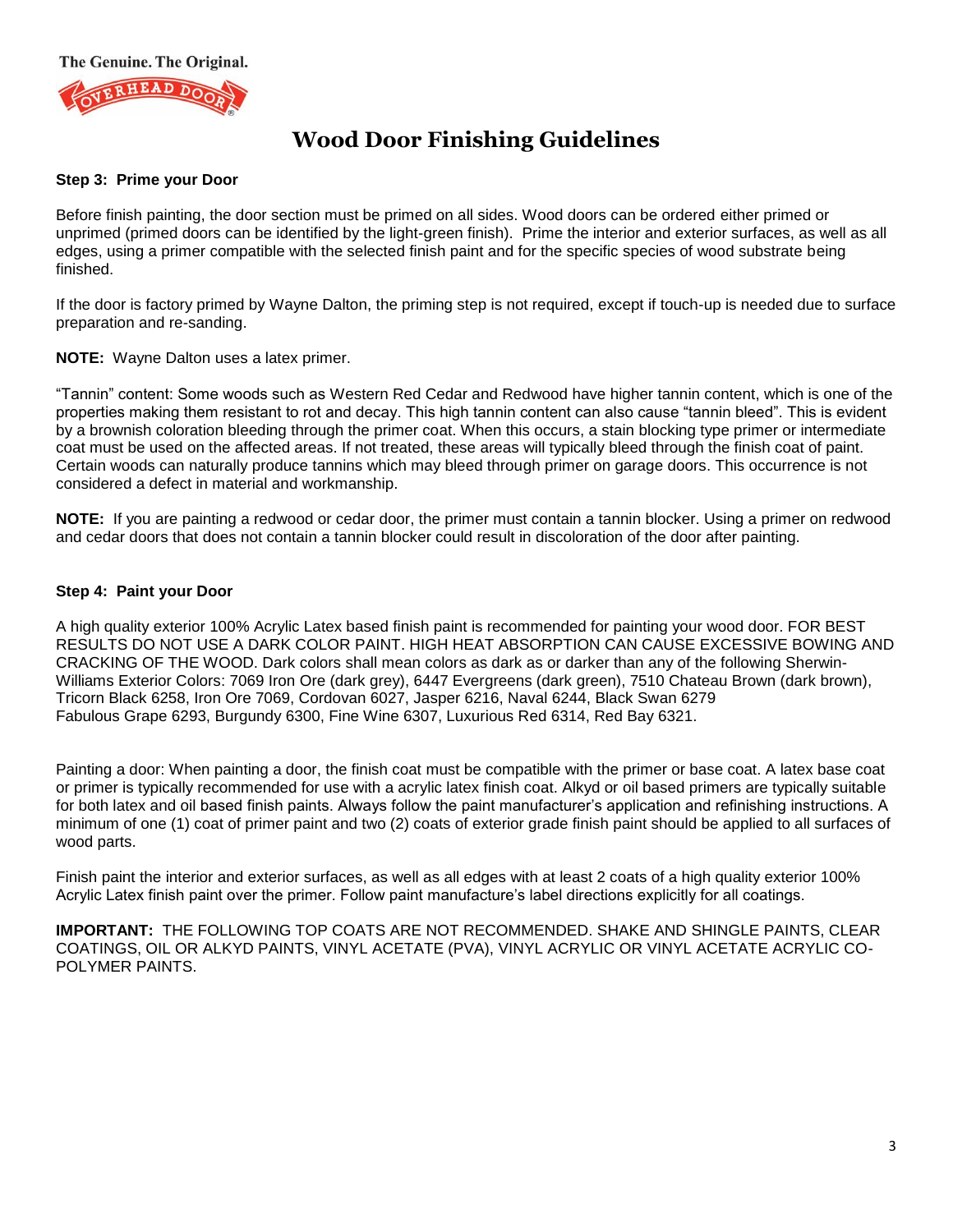The Genuine. The Original.

# Wood Door Finishing Guidelines

### Step 3: Prime your Door

Before finish painting, the door section must be primed on all sides. Wood doors can be ordered either primed or unprimed (primed doors can be identified by the light-green finish). Prime the interior and exterior surfaces, as well as all edges, using a primer compatible with the selected finish paint and for the specific species of wood substrate being finished.

If the door is factory primed by Wayne Dalton, the priming step is not required, except if touch-up is needed due to surface preparation and re-sanding.

**NOTE:** Wayne Dalton uses a latex primer.

"Tannin" content: Some woods such as Western Red Cedar and Redwood have higher tannin content, which is one of the properties making them resistant to rot and decay. This high tannin content can also cause "tannin bleed". This is evident by a brownish coloration bleeding through the primer coat. When this occurs, a stain blocking type primer or intermediate coat must be used on the affected areas. If not treated, these areas will typically bleed through the finish coat of paint. Certain woods can naturally produce tannins which may bleed through primer on garage doors. This occurrence is not considered a defect in material and workmanship.

**NOTE:** If you are painting a redwood or cedar door, the primer must contain a tannin blocker. Using a primer on redwood and cedar doors that does not contain a tannin blocker could result in discoloration of the door after painting.

### Step 4: Paint your Door

A high quality exterior 100% Acrylic Latex based finish paint is recommended for painting your wood door. FOR BEST RESULTS DO NOT USE A DARK COLOR PAINT. HIGH HEAT ABSORPTION CAN CAUSE EXCESSIVE BOWING AND CRACKING OF THE WOOD. Dark colors shall mean colors as dark as or darker than any of the following Sherwin-Williams Exterior Colors: 7069 Iron Ore (dark grey), 6447 Evergreens (dark green), 7510 Chateau Brown (dark brown), Tricorn Black 6258, Iron Ore 7069, Cordovan 6027, Jasper 6216, Naval 6244, Black Swan 6279 Fabulous Grape 6293, Burgundy 6300, Fine Wine 6307, Luxurious Red 6314, Red Bay 6321.

Painting a door: When painting a door, the finish coat must be compatible with the primer or base coat. A latex base coat or primer is typically recommended for use with a acrylic latex finish coat. Alkyd or oil based primers are typically suitable for both latex and oil based finish paints. Always follow the paint manufacturer's application and refinishing instructions. A minimum of one (1) coat of primer paint and two (2) coats of exterior grade finish paint should be applied to all surfaces of wood parts.

Finish paint the interior and exterior surfaces, as well as all edges with at least 2 coats of a high quality exterior 100% Acrylic Latex finish paint over the primer. Follow paint manufacture's label directions explicitly for all coatings.

**IMPORTANT:** THE FOLLOWING TOP COATS ARE NOT RECOMMENDED. SHAKE AND SHINGLE PAINTS, CLEAR COATINGS, OIL OR ALKYD PAINTS, VINYL ACETATE (PVA), VINYL ACRYLIC OR VINYL ACETATE ACRYLIC CO-POLYMER PAINTS.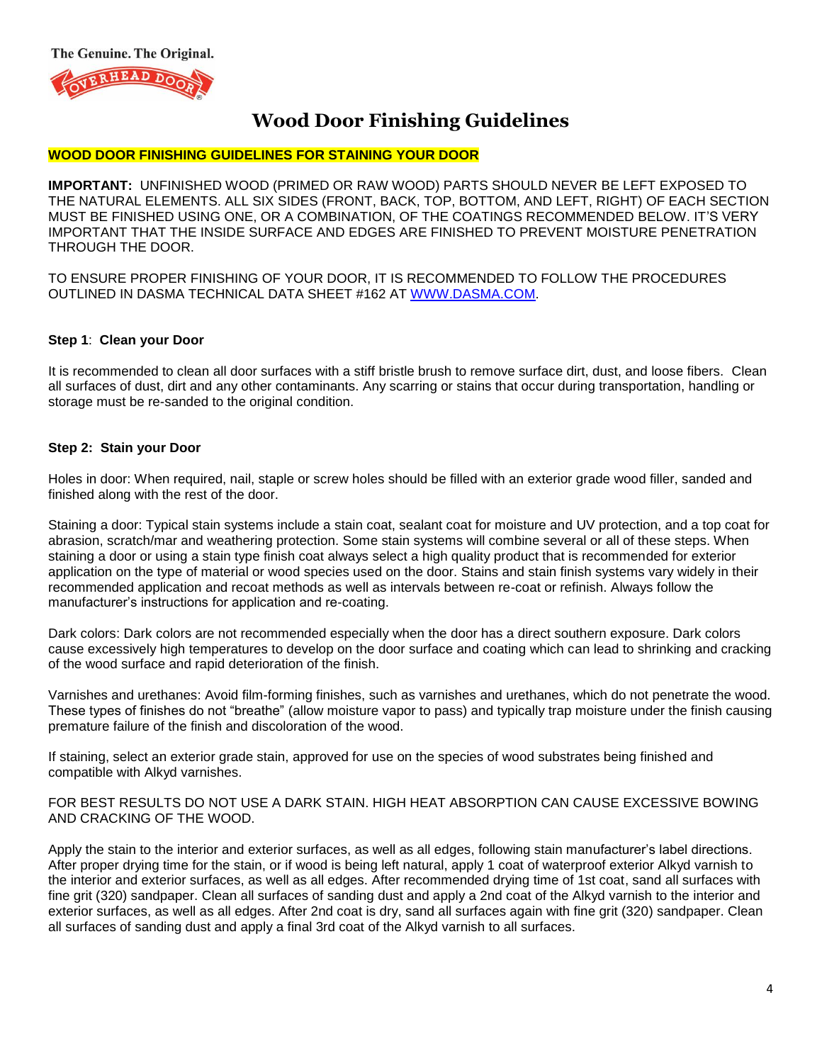The Genuine. The Original.

# Wood Door Finishing Guidelines

**WOOD DOOR FINISHING GUIDELINES FOR STAINING YOUR DOOR**

**IMPORTANT:** UNFINISHED WOOD (PRIMED OR RAW WOOD) PARTS SHOULD NEVER BE LEFT EXPOSED TO THE NATURAL ELEMENTS. ALL SIX SIDES (FRONT, BACK, TOP, BOTTOM, AND LEFT, RIGHT) OF EACH SECTION MUST BE FINISHED USING ONE, OR A COMBINATION, OF THE COATINGS RECOMMENDED BELOW. IT'S VERY IMPORTANT THAT THE INSIDE SURFACE AND EDGES ARE FINISHED TO PREVENT MOISTURE PENETRATION THROUGH THE DOOR.

TO ENSURE PROPER FINISHING OF YOUR DOOR, IT IS RECOMMENDED TO FOLLOW THE PROCEDURES OUTLINED IN DASMA TECHNICAL DATA SHEET #162 AT WWW.DASMA.COM.

**Step 1**: **Clean your Door**

It is recommended to clean all door surfaces with a stiff bristle brush to remove surface dirt, dust, and loose fibers. Clean all surfaces of dust, dirt and any other contaminants. Any scarring or stains that occur during transportation, handling or storage must be re-sanded to the original condition.

**Step 2: Stain your Door**

Holes in door: When required, nail, staple or screw holes should be filled with an exterior grade wood filler, sanded and finished along with the rest of the door.

Staining a door: Typical stain systems include a stain coat, sealant coat for moisture and UV protection, and a top coat for abrasion, scratch/mar and weathering protection. Some stain systems will combine several or all of these steps. When staining a door or using a stain type finish coat always select a high quality product that is recommended for exterior application on the type of material or wood species used on the door. Stains and stain finish systems vary widely in their recommended application and recoat methods as well as intervals between re-coat or refinish. Always follow the manufacturer's instructions for application and re-coating.

Dark colors: Dark colors are not recommended especially when the door has a direct southern exposure. Dark colors cause excessively high temperatures to develop on the door surface and coating which can lead to shrinking and cracking of the wood surface and rapid deterioration of the finish.

Varnishes and urethanes: Avoid film-forming finishes, such as varnishes and urethanes, which do not penetrate the wood. These types of finishes do not "breathe" (allow moisture vapor to pass) and typically trap moisture under the finish causing premature failure of the finish and discoloration of the wood.

If staining, select an exterior grade stain, approved for use on the species of wood substrates being finished and compatible with Alkyd varnishes.

FOR BEST RESULTS DO NOT USE A DARK STAIN. HIGH HEAT ABSORPTION CAN CAUSE EXCESSIVE BOWING AND CRACKING OF THE WOOD.

Apply the stain to the interior and exterior surfaces, as well as all edges, following stain manufacturer's label directions. After proper drying time for the stain, or if wood is being left natural, apply 1 coat of waterproof exterior Alkyd varnish to the interior and exterior surfaces, as well as all edges. After recommended drying time of 1st coat, sand all surfaces with fine grit (320) sandpaper. Clean all surfaces of sanding dust and apply a 2nd coat of the Alkyd varnish to the interior and exterior surfaces, as well as all edges. After 2nd coat is dry, sand all surfaces again with fine grit (320) sandpaper. Clean all surfaces of sanding dust and apply a final 3rd coat of the Alkyd varnish to all surfaces.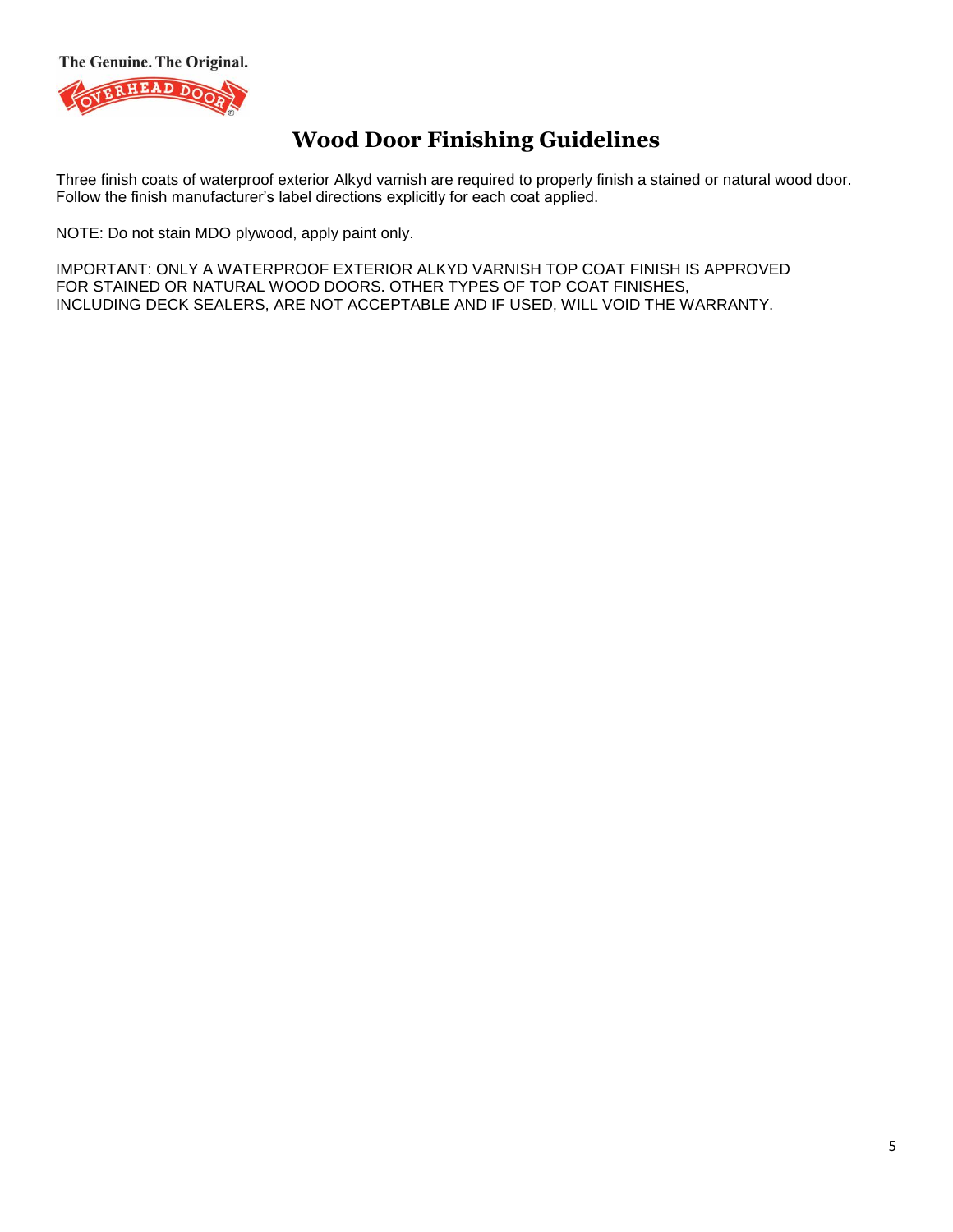The Genuine. The Original.

OVERHEAD DOOR

# Wood Door Finishing Guidelines

Three finish coats of waterproof exterior Alkyd varnish are required to properly finish a stained or natural wood door. Follow the finish manufacturer's label directions explicitly for each coat applied.

NOTE: Do not stain MDO plywood, apply paint only.

IMPORTANT: ONLY A WATERPROOF EXTERIOR ALKYD VARNISH TOP COAT FINISH IS APPROVED FOR STAINED OR NATURAL WOOD DOORS. OTHER TYPES OF TOP COAT FINISHES, INCLUDING DECK SEALERS, ARE NOT ACCEPTABLE AND IF USED, WILL VOID THE WARRANTY.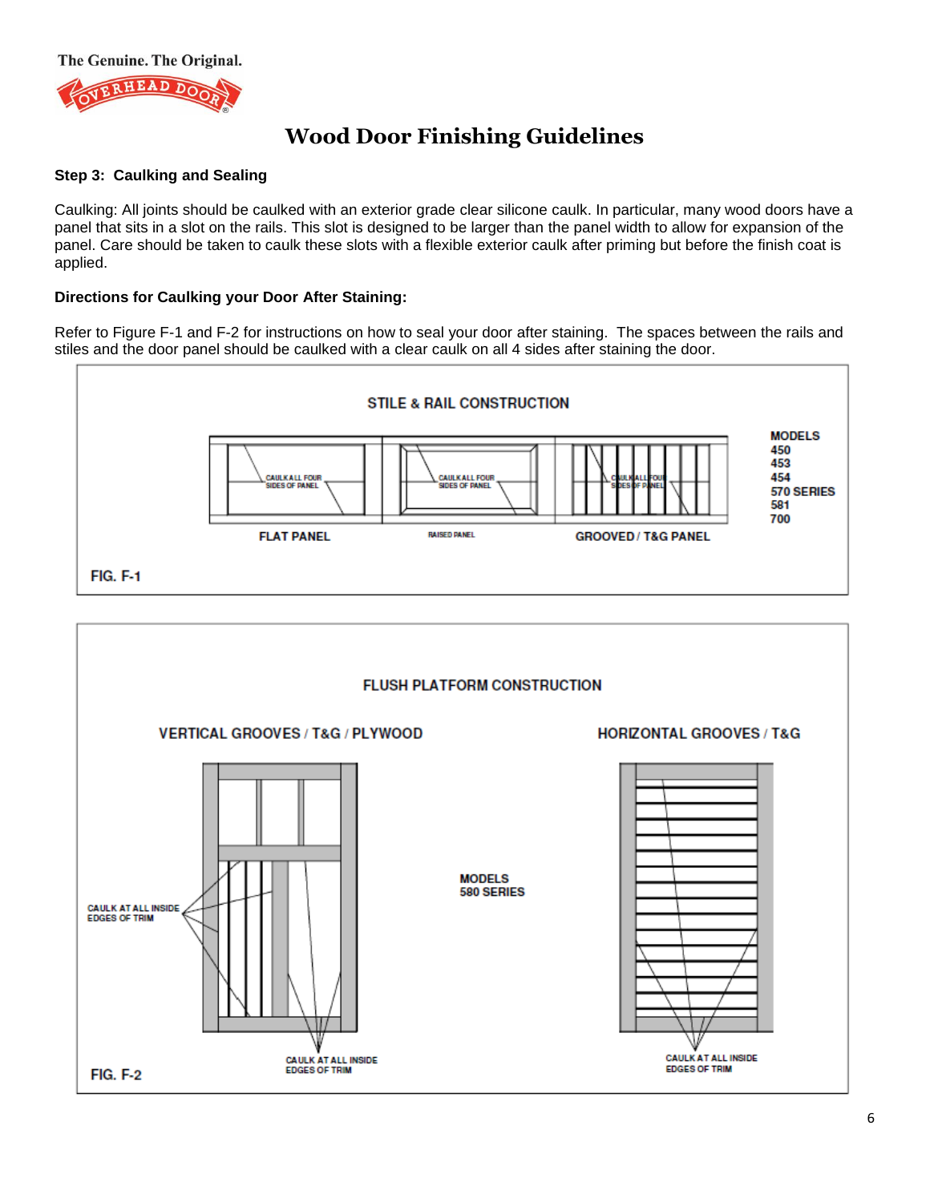The Genuine. The Original.

# Wood Door Finishing Guidelines

**Step 3: Caulking and Sealing**

Caulking: All joints should be caulked with an exterior grade clear silicone caulk. In particular, many wood doors have a panel that sits in a slot on the rails. This slot is designed to be larger than the panel width to allow for expansion of the panel. Care should be taken to caulk these slots with a flexible exterior caulk after priming but before the finish coat is applied.

**Directions for Caulking your Door After Staining:**

Refer to Figure F-1 and F-2 for instructions on how to seal your door after staining. The spaces between the rails and stiles and the door panel should be caulked with a clear caulk on all 4 sides after staining the door.

STILE & RAIL CONSTRUCTION

CAULK ALL FOUR SIDES OF PANEL

FLAT PANEL

RAISED PANEL

GROOVED / T&G PANEL

MODELS
450
453
454
570 SERIES
581
700

FIG. F-1

FLUSH PLATFORM CONSTRUCTION

VERTICAL GROOVES / T&G / PLYWOOD

HORIZONTAL GROOVES / T&G

CAULK AT ALL INSIDE EDGES OF TRIM

MODELS
580 SERIES

FIG. F-2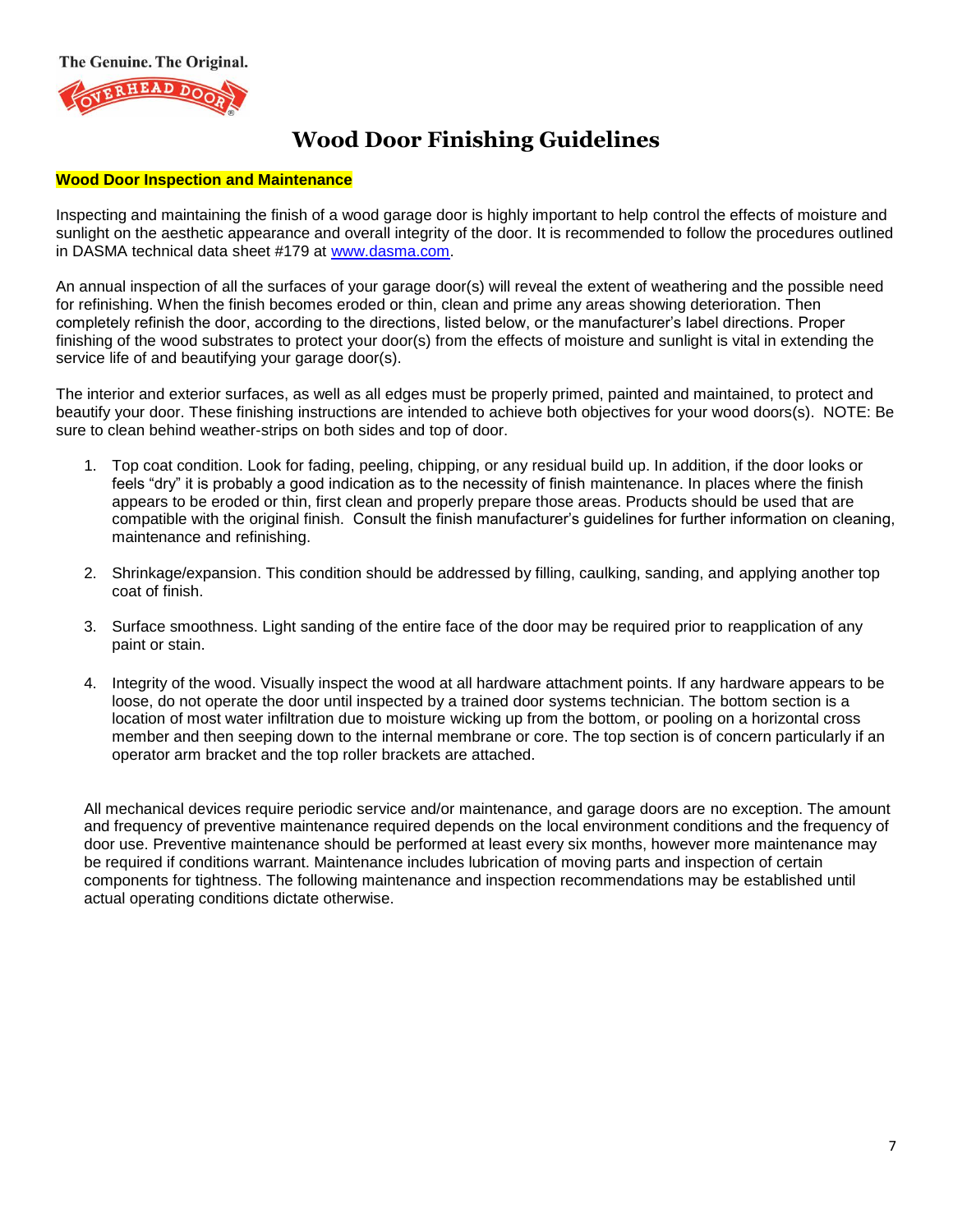The Genuine. The Original.

# Wood Door Finishing Guidelines

**Wood Door Inspection and Maintenance**

Inspecting and maintaining the finish of a wood garage door is highly important to help control the effects of moisture and sunlight on the aesthetic appearance and overall integrity of the door. It is recommended to follow the procedures outlined in DASMA technical data sheet #179 at www.dasma.com.

An annual inspection of all the surfaces of your garage door(s) will reveal the extent of weathering and the possible need for refinishing. When the finish becomes eroded or thin, clean and prime any areas showing deterioration. Then completely refinish the door, according to the directions, listed below, or the manufacturer's label directions. Proper finishing of the wood substrates to protect your door(s) from the effects of moisture and sunlight is vital in extending the service life of and beautifying your garage door(s).

The interior and exterior surfaces, as well as all edges must be properly primed, painted and maintained, to protect and beautify your door. These finishing instructions are intended to achieve both objectives for your wood doors(s). NOTE: Be sure to clean behind weather-strips on both sides and top of door.

1. Top coat condition. Look for fading, peeling, chipping, or any residual build up. In addition, if the door looks or feels "dry" it is probably a good indication as to the necessity of finish maintenance. In places where the finish appears to be eroded or thin, first clean and properly prepare those areas. Products should be used that are compatible with the original finish. Consult the finish manufacturer's guidelines for further information on cleaning, maintenance and refinishing.

2. Shrinkage/expansion. This condition should be addressed by filling, caulking, sanding, and applying another top coat of finish.

3. Surface smoothness. Light sanding of the entire face of the door may be required prior to reapplication of any paint or stain.

4. Integrity of the wood. Visually inspect the wood at all hardware attachment points. If any hardware appears to be loose, do not operate the door until inspected by a trained door systems technician. The bottom section is a location of most water infiltration due to moisture wicking up from the bottom, or pooling on a horizontal cross member and then seeping down to the internal membrane or core. The top section is of concern particularly if an operator arm bracket and the top roller brackets are attached.

All mechanical devices require periodic service and/or maintenance, and garage doors are no exception. The amount and frequency of preventive maintenance required depends on the local environment conditions and the frequency of door use. Preventive maintenance should be performed at least every six months, however more maintenance may be required if conditions warrant. Maintenance includes lubrication of moving parts and inspection of certain components for tightness. The following maintenance and inspection recommendations may be established until actual operating conditions dictate otherwise.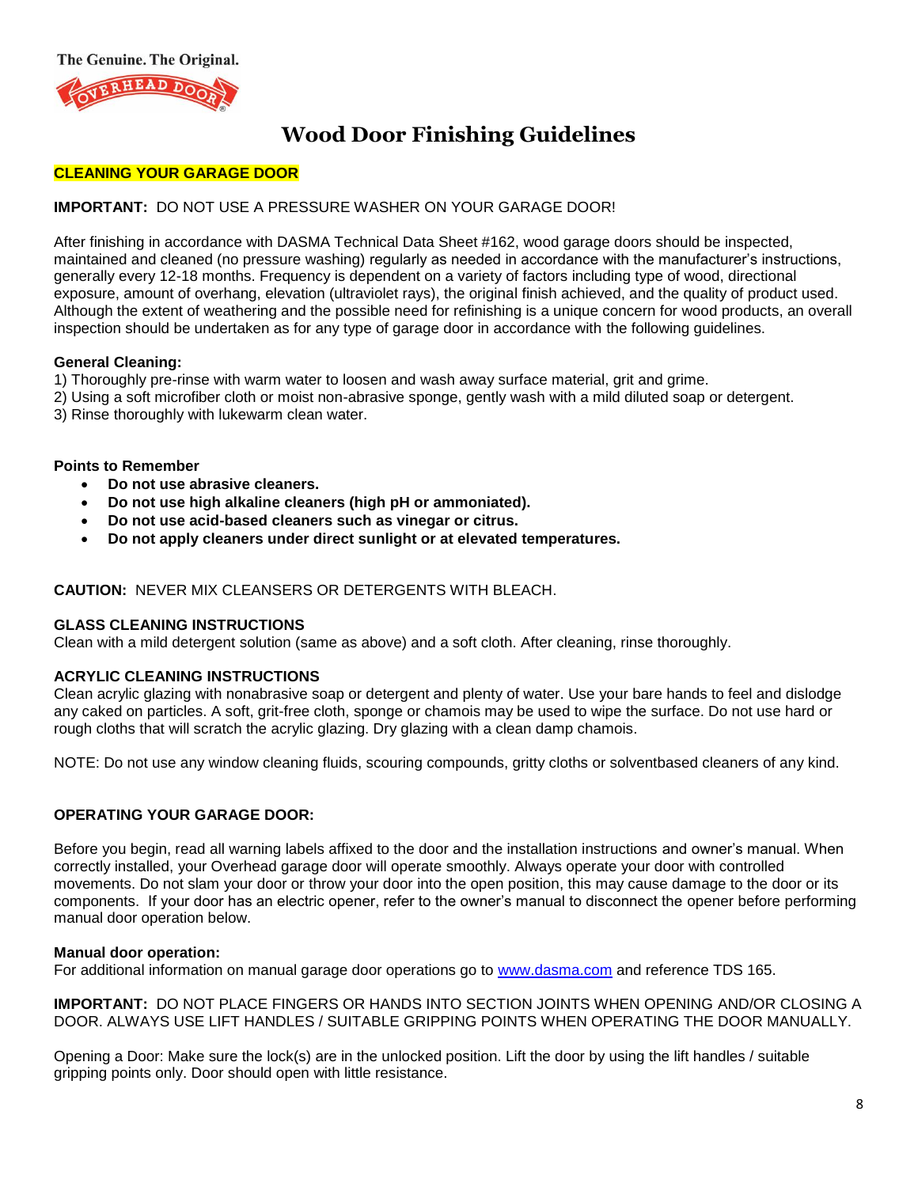The Genuine. The Original.

# Wood Door Finishing Guidelines

## CLEANING YOUR GARAGE DOOR

**IMPORTANT:** DO NOT USE A PRESSURE WASHER ON YOUR GARAGE DOOR!

After finishing in accordance with DASMA Technical Data Sheet #162, wood garage doors should be inspected, maintained and cleaned (no pressure washing) regularly as needed in accordance with the manufacturer's instructions, generally every 12-18 months. Frequency is dependent on a variety of factors including type of wood, directional exposure, amount of overhang, elevation (ultraviolet rays), the original finish achieved, and the quality of product used. Although the extent of weathering and the possible need for refinishing is a unique concern for wood products, an overall inspection should be undertaken as for any type of garage door in accordance with the following guidelines.

**General Cleaning:**

1) Thoroughly pre-rinse with warm water to loosen and wash away surface material, grit and grime.
2) Using a soft microfiber cloth or moist non-abrasive sponge, gently wash with a mild diluted soap or detergent.
3) Rinse thoroughly with lukewarm clean water.

**Points to Remember**

- **Do not use abrasive cleaners.**
- **Do not use high alkaline cleaners (high pH or ammoniated).**
- **Do not use acid-based cleaners such as vinegar or citrus.**
- **Do not apply cleaners under direct sunlight or at elevated temperatures.**

**CAUTION:** NEVER MIX CLEANSERS OR DETERGENTS WITH BLEACH.

**GLASS CLEANING INSTRUCTIONS**

Clean with a mild detergent solution (same as above) and a soft cloth. After cleaning, rinse thoroughly.

**ACRYLIC CLEANING INSTRUCTIONS**

Clean acrylic glazing with nonabrasive soap or detergent and plenty of water. Use your bare hands to feel and dislodge any caked on particles. A soft, grit-free cloth, sponge or chamois may be used to wipe the surface. Do not use hard or rough cloths that will scratch the acrylic glazing. Dry glazing with a clean damp chamois.

NOTE: Do not use any window cleaning fluids, scouring compounds, gritty cloths or solventbased cleaners of any kind.

## OPERATING YOUR GARAGE DOOR:

Before you begin, read all warning labels affixed to the door and the installation instructions and owner's manual. When correctly installed, your Overhead garage door will operate smoothly. Always operate your door with controlled movements. Do not slam your door or throw your door into the open position, this may cause damage to the door or its components. If your door has an electric opener, refer to the owner's manual to disconnect the opener before performing manual door operation below.

**Manual door operation:**

For additional information on manual garage door operations go to www.dasma.com and reference TDS 165.

**IMPORTANT:** DO NOT PLACE FINGERS OR HANDS INTO SECTION JOINTS WHEN OPENING AND/OR CLOSING A DOOR. ALWAYS USE LIFT HANDLES / SUITABLE GRIPPING POINTS WHEN OPERATING THE DOOR MANUALLY.

Opening a Door: Make sure the lock(s) are in the unlocked position. Lift the door by using the lift handles / suitable gripping points only. Door should open with little resistance.